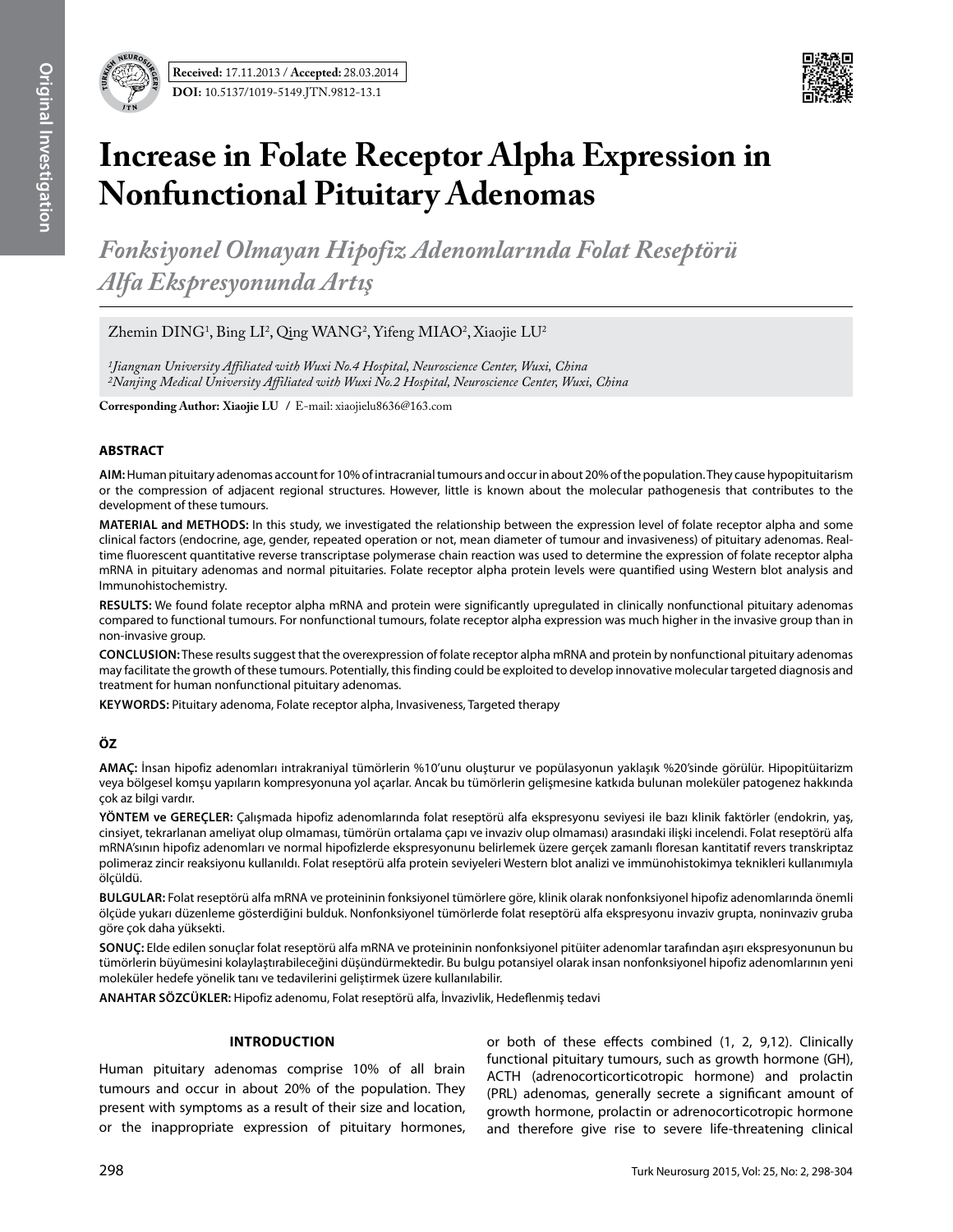Received: 17.11.2013 / Accepted: 28.03.2014

DOI: 10.5137/1019-5149.JTN.9812-13.1

# Increase in Folate Receptor Alpha Expression in Nonfunctional Pituitary Adenomas

## *Fonksiyonel Olmayan Hipofiz Adenomlarında Folat Reseptörü Alfa Ekspresyonunda Artış*

Zhemin DING[1], Bing LI[2], Qing WANG[2], Yifeng MIAO[2], Xiaojie LU[2]

*[1]Jiangnan University Affiliated with Wuxi No.4 Hospital, Neuroscience Center, Wuxi, China*
*[2]Nanjing Medical University Affiliated with Wuxi No.2 Hospital, Neuroscience Center, Wuxi, China*

**Corresponding Author: Xiaojie LU** / E-mail: xiaojielu8636@163.com

### ABSTRACT

**AIM:** Human pituitary adenomas account for 10% of intracranial tumours and occur in about 20% of the population. They cause hypopituitarism or the compression of adjacent regional structures. However, little is known about the molecular pathogenesis that contributes to the development of these tumours.

**MATERIAL and METHODS:** In this study, we investigated the relationship between the expression level of folate receptor alpha and some clinical factors (endocrine, age, gender, repeated operation or not, mean diameter of tumour and invasiveness) of pituitary adenomas. Real-time fluorescent quantitative reverse transcriptase polymerase chain reaction was used to determine the expression of folate receptor alpha mRNA in pituitary adenomas and normal pituitaries. Folate receptor alpha protein levels were quantified using Western blot analysis and Immunohistochemistry.

**RESULTS:** We found folate receptor alpha mRNA and protein were significantly upregulated in clinically nonfunctional pituitary adenomas compared to functional tumours. For nonfunctional tumours, folate receptor alpha expression was much higher in the invasive group than in non-invasive group.

**CONCLUSION:** These results suggest that the overexpression of folate receptor alpha mRNA and protein by nonfunctional pituitary adenomas may facilitate the growth of these tumours. Potentially, this finding could be exploited to develop innovative molecular targeted diagnosis and treatment for human nonfunctional pituitary adenomas.

**KEYWORDS:** Pituitary adenoma, Folate receptor alpha, Invasiveness, Targeted therapy

### ÖZ

**AMAÇ:** İnsan hipofiz adenomları intrakraniyal tümörlerin %10'unu oluşturur ve popülasyonun yaklaşık %20'sinde görülür. Hipopitüitarizm veya bölgesel komşu yapıların kompresyonuna yol açarlar. Ancak bu tümörlerin gelişmesine katkıda bulunan moleküler patogenez hakkında çok az bilgi vardır.

**YÖNTEM ve GEREÇLER:** Çalışmada hipofiz adenomlarında folat reseptörü alfa ekspresyonu seviyesi ile bazı klinik faktörler (endokrin, yaş, cinsiyet, tekrarlanan ameliyat olup olmaması, tümörün ortalama çapı ve invaziv olup olmaması) arasındaki ilişki incelendi. Folat reseptörü alfa mRNA'sının hipofiz adenomları ve normal hipofizlerde ekspresyonunu belirlemek üzere gerçek zamanlı floresan kantitatif revers transkriptaz polimeraz zincir reaksiyonu kullanıldı. Folat reseptörü alfa protein seviyeleri Western blot analizi ve immünohistokimya teknikleri kullanımıyla ölçüldü.

**BULGULAR:** Folat reseptörü alfa mRNA ve proteininin fonksiyonel tümörlere göre, klinik olarak nonfonksiyonel hipofiz adenomlarında önemli ölçüde yukarı düzenleme gösterdiğini bulduk. Nonfonksiyonel tümörlerde folat reseptörü alfa ekspresyonu invaziv grupta, noninvaziv gruba göre çok daha yüksekti.

**SONUÇ:** Elde edilen sonuçlar folat reseptörü alfa mRNA ve proteininin nonfonksiyonel pitüiter adenomlar tarafından aşırı ekspresyonunun bu tümörlerin büyümesini kolaylaştırabileceğini düşündürmektedir. Bu bulgu potansiyel olarak insan nonfonksiyonel hipofiz adenomlarının yeni moleküler hedefe yönelik tanı ve tedavilerini geliştirmek üzere kullanılabilir.

**ANAHTAR SÖZCÜKLER:** Hipofiz adenomu, Folat reseptörü alfa, İnvazivlik, Hedeflenmiş tedavi

## INTRODUCTION

Human pituitary adenomas comprise 10% of all brain tumours and occur in about 20% of the population. They present with symptoms as a result of their size and location, or the inappropriate expression of pituitary hormones, or both of these effects combined (1, 2, 9,12). Clinically functional pituitary tumours, such as growth hormone (GH), ACTH (adrenocorticotropic hormone) and prolactin (PRL) adenomas, generally secrete a significant amount of growth hormone, prolactin or adrenocorticotropic hormone and therefore give rise to severe life-threatening clinical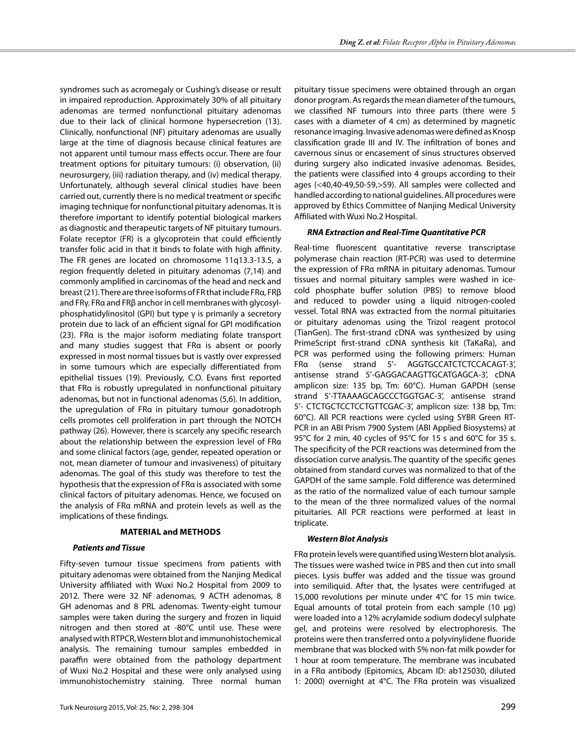syndromes such as acromegaly or Cushing's disease or result in impaired reproduction. Approximately 30% of all pituitary adenomas are termed nonfunctional pituitary adenomas due to their lack of clinical hormone hypersecretion (13). Clinically, nonfunctional (NF) pituitary adenomas are usually large at the time of diagnosis because clinical features are not apparent until tumour mass effects occur. There are four treatment options for pituitary tumours: (i) observation, (ii) neurosurgery, (iii) radiation therapy, and (iv) medical therapy. Unfortunately, although several clinical studies have been carried out, currently there is no medical treatment or specific imaging technique for nonfunctional pituitary adenomas. It is therefore important to identify potential biological markers as diagnostic and therapeutic targets of NF pituitary tumours. Folate receptor (FR) is a glycoprotein that could efficiently transfer folic acid in that it binds to folate with high affinity. The FR genes are located on chromosome 11q13.3-13.5, a region frequently deleted in pituitary adenomas (7,14) and commonly amplified in carcinomas of the head and neck and breast (21). There are three isoforms of FR that include FRα, FRβ and FRγ. FRα and FRβ anchor in cell membranes with glycosyl-phosphatidylinositol (GPI) but type γ is primarily a secretory protein due to lack of an efficient signal for GPI modification (23). FRα is the major isoform mediating folate transport and many studies suggest that FRα is absent or poorly expressed in most normal tissues but is vastly over expressed in some tumours which are especially differentiated from epithelial tissues (19). Previously, C.O. Evans first reported that FRα is robustly upregulated in nonfunctional pituitary adenomas, but not in functional adenomas (5,6). In addition, the upregulation of FRα in pituitary tumour gonadotroph cells promotes cell proliferation in part through the NOTCH pathway (26). However, there is scarcely any specific research about the relationship between the expression level of FRα and some clinical factors (age, gender, repeated operation or not, mean diameter of tumour and invasiveness) of pituitary adenomas. The goal of this study was therefore to test the hypothesis that the expression of FRα is associated with some clinical factors of pituitary adenomas. Hence, we focused on the analysis of FRα mRNA and protein levels as well as the implications of these findings.

## MATERIAL and METHODS

### *Patients and Tissue*

Fifty-seven tumour tissue specimens from patients with pituitary adenomas were obtained from the Nanjing Medical University affiliated with Wuxi No.2 Hospital from 2009 to 2012. There were 32 NF adenomas, 9 ACTH adenomas, 8 GH adenomas and 8 PRL adenomas. Twenty-eight tumour samples were taken during the surgery and frozen in liquid nitrogen and then stored at -80°C until use. These were analysed with RTPCR, Western blot and immunohistochemical analysis. The remaining tumour samples embedded in paraffin were obtained from the pathology department of Wuxi No.2 Hospital and these were only analysed using immunohistochemistry staining. Three normal human pituitary tissue specimens were obtained through an organ donor program. As regards the mean diameter of the tumours, we classified NF tumours into three parts (there were 5 cases with a diameter of 4 cm) as determined by magnetic resonance imaging. Invasive adenomas were defined as Knosp classification grade III and IV. The infiltration of bones and cavernous sinus or encasement of sinus structures observed during surgery also indicated invasive adenomas. Besides, the patients were classified into 4 groups according to their ages (<40,40-49,50-59,>59). All samples were collected and handled according to national guidelines. All procedures were approved by Ethics Committee of Nanjing Medical University Affiliated with Wuxi No.2 Hospital.

### *RNA Extraction and Real-Time Quantitative PCR*

Real-time fluorescent quantitative reverse transcriptase polymerase chain reaction (RT-PCR) was used to determine the expression of FRα mRNA in pituitary adenomas. Tumour tissues and normal pituitary samples were washed in ice-cold phosphate buffer solution (PBS) to remove blood and reduced to powder using a liquid nitrogen-cooled vessel. Total RNA was extracted from the normal pituitaries or pituitary adenomas using the Trizol reagent protocol (TianGen). The first-strand cDNA was synthesized by using PrimeScript first-strand cDNA synthesis kit (TaKaRa), and PCR was performed using the following primers: Human FRα (sense strand 5'- AGGTGCCATCTCTCCACAGT-3', antisense strand 5'-GAGGACAAGTTGCATGAGCA-3', cDNA amplicon size: 135 bp, Tm: 60°C). Human GAPDH (sense strand 5'-TTAAAAGCAGCCCTGGTGAC-3', antisense strand 5'- CTCTGCTCCTCCTGTTCGAC-3', amplicon size: 138 bp, Tm: 60°C). All PCR reactions were cycled using SYBR Green RT-PCR in an ABI Prism 7900 System (ABI Applied Biosystems) at 95°C for 2 min, 40 cycles of 95°C for 15 s and 60°C for 35 s. The specificity of the PCR reactions was determined from the dissociation curve analysis. The quantity of the specific genes obtained from standard curves was normalized to that of the GAPDH of the same sample. Fold difference was determined as the ratio of the normalized value of each tumour sample to the mean of the three normalized values of the normal pituitaries. All PCR reactions were performed at least in triplicate.

### *Western Blot Analysis*

FRα protein levels were quantified using Western blot analysis. The tissues were washed twice in PBS and then cut into small pieces. Lysis buffer was added and the tissue was ground into semiliquid. After that, the lysates were centrifuged at 15,000 revolutions per minute under 4°C for 15 min twice. Equal amounts of total protein from each sample (10 μg) were loaded into a 12% acrylamide sodium dodecyl sulphate gel, and proteins were resolved by electrophoresis. The proteins were then transferred onto a polyvinylidene fluoride membrane that was blocked with 5% non-fat milk powder for 1 hour at room temperature. The membrane was incubated in a FRα antibody (Epitomics, Abcam ID: ab125030, diluted 1: 2000) overnight at 4°C. The FRα protein was visualized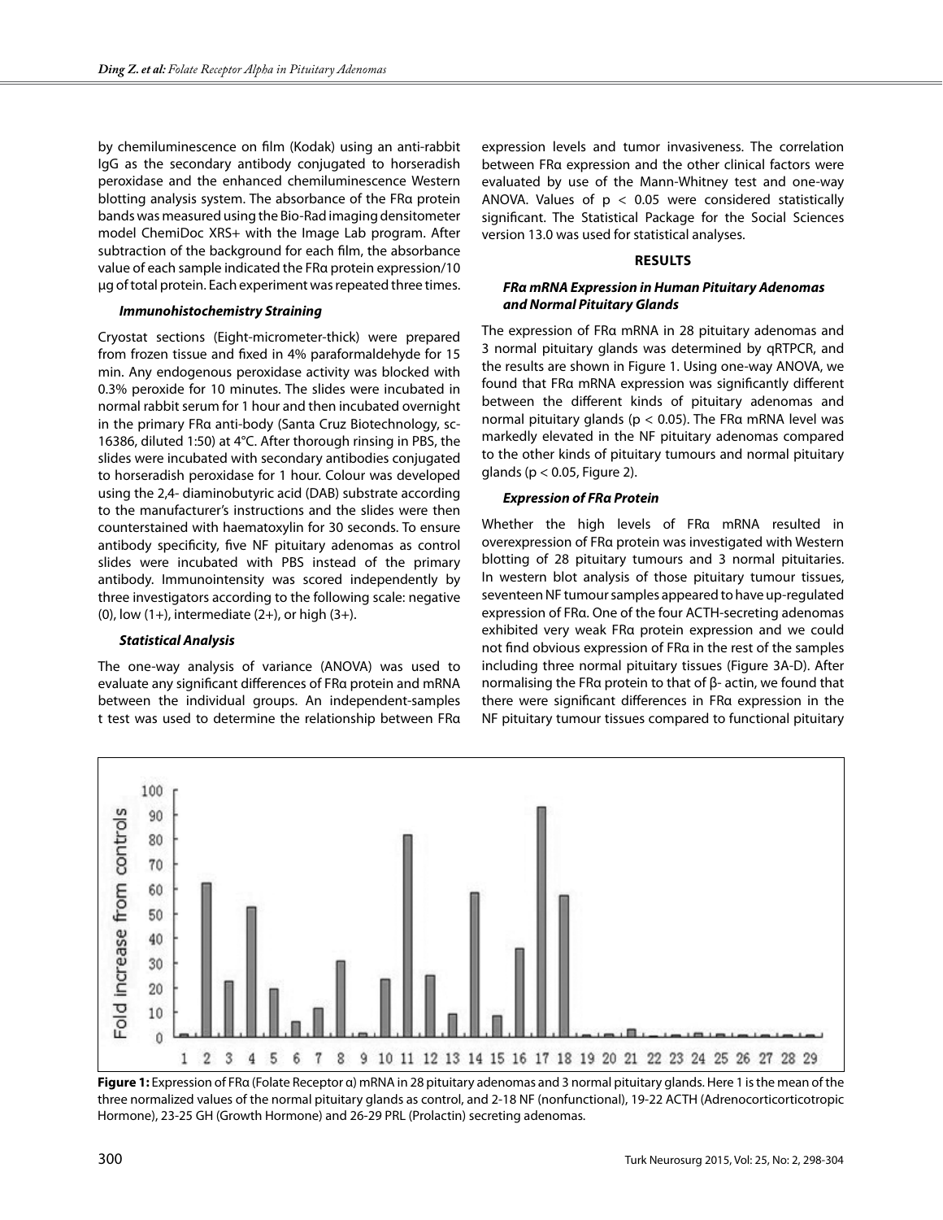by chemiluminescence on film (Kodak) using an anti-rabbit IgG as the secondary antibody conjugated to horseradish peroxidase and the enhanced chemiluminescence Western blotting analysis system. The absorbance of the FRα protein bands was measured using the Bio-Rad imaging densitometer model ChemiDoc XRS+ with the Image Lab program. After subtraction of the background for each film, the absorbance value of each sample indicated the FRα protein expression/10 μg of total protein. Each experiment was repeated three times.

### *Immunohistochemistry Straining*

Cryostat sections (Eight-micrometer-thick) were prepared from frozen tissue and fixed in 4% paraformaldehyde for 15 min. Any endogenous peroxidase activity was blocked with 0.3% peroxide for 10 minutes. The slides were incubated in normal rabbit serum for 1 hour and then incubated overnight in the primary FRα anti-body (Santa Cruz Biotechnology, sc-16386, diluted 1:50) at 4°C. After thorough rinsing in PBS, the slides were incubated with secondary antibodies conjugated to horseradish peroxidase for 1 hour. Colour was developed using the 2,4- diaminobutyric acid (DAB) substrate according to the manufacturer's instructions and the slides were then counterstained with haematoxylin for 30 seconds. To ensure antibody specificity, five NF pituitary adenomas as control slides were incubated with PBS instead of the primary antibody. Immunointensity was scored independently by three investigators according to the following scale: negative (0), low (1+), intermediate (2+), or high (3+).

### *Statistical Analysis*

The one-way analysis of variance (ANOVA) was used to evaluate any significant differences of FRα protein and mRNA between the individual groups. An independent-samples t test was used to determine the relationship between FRα expression levels and tumor invasiveness. The correlation between FRα expression and the other clinical factors were evaluated by use of the Mann-Whitney test and one-way ANOVA. Values of $p < 0.05$ were considered statistically significant. The Statistical Package for the Social Sciences version 13.0 was used for statistical analyses.

## RESULTS

### *FRα mRNA Expression in Human Pituitary Adenomas and Normal Pituitary Glands*

The expression of FRα mRNA in 28 pituitary adenomas and 3 normal pituitary glands was determined by qRTPCR, and the results are shown in Figure 1. Using one-way ANOVA, we found that FRα mRNA expression was significantly different between the different kinds of pituitary adenomas and normal pituitary glands ($p < 0.05$). The FRα mRNA level was markedly elevated in the NF pituitary adenomas compared to the other kinds of pituitary tumours and normal pituitary glands ($p < 0.05$, Figure 2).

### *Expression of FRα Protein*

Whether the high levels of FRα mRNA resulted in overexpression of FRα protein was investigated with Western blotting of 28 pituitary tumours and 3 normal pituitaries. In western blot analysis of those pituitary tumour tissues, seventeen NF tumour samples appeared to have up-regulated expression of FRα. One of the four ACTH-secreting adenomas exhibited very weak FRα protein expression and we could not find obvious expression of FRα in the rest of the samples including three normal pituitary tissues (Figure 3A-D). After normalising the FRα protein to that of β- actin, we found that there were significant differences in FRα expression in the NF pituitary tumour tissues compared to functional pituitary

**Figure 1:** Expression of FRα (Folate Receptor α) mRNA in 28 pituitary adenomas and 3 normal pituitary glands. Here 1 is the mean of the three normalized values of the normal pituitary glands as control, and 2-18 NF (nonfunctional), 19-22 ACTH (Adrenocorticorticotropic Hormone), 23-25 GH (Growth Hormone) and 26-29 PRL (Prolactin) secreting adenomas.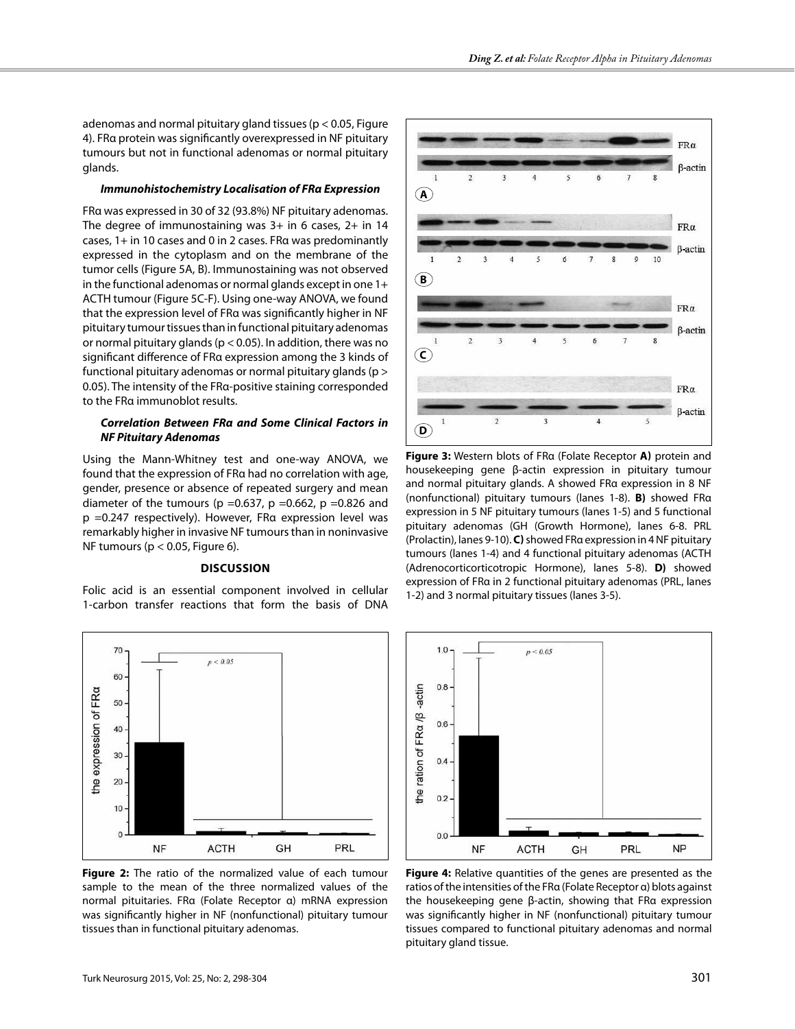adenomas and normal pituitary gland tissues ($p < 0.05$, Figure 4). FRα protein was significantly overexpressed in NF pituitary tumours but not in functional adenomas or normal pituitary glands.

#### *Immunohistochemistry Localisation of FRα Expression*

FRα was expressed in 30 of 32 (93.8%) NF pituitary adenomas. The degree of immunostaining was 3+ in 6 cases, 2+ in 14 cases, 1+ in 10 cases and 0 in 2 cases. FRα was predominantly expressed in the cytoplasm and on the membrane of the tumor cells (Figure 5A, B). Immunostaining was not observed in the functional adenomas or normal glands except in one 1+ ACTH tumour (Figure 5C-F). Using one-way ANOVA, we found that the expression level of FRα was significantly higher in NF pituitary tumour tissues than in functional pituitary adenomas or normal pituitary glands ($p < 0.05$). In addition, there was no significant difference of FRα expression among the 3 kinds of functional pituitary adenomas or normal pituitary glands ($p > 0.05$). The intensity of the FRα-positive staining corresponded to the FRα immunoblot results.

#### *Correlation Between FRα and Some Clinical Factors in NF Pituitary Adenomas*

Using the Mann-Whitney test and one-way ANOVA, we found that the expression of FRα had no correlation with age, gender, presence or absence of repeated surgery and mean diameter of the tumours ($p = 0.637$, $p = 0.662$, $p = 0.826$ and $p = 0.247$ respectively). However, FRα expression level was remarkably higher in invasive NF tumours than in noninvasive NF tumours ($p < 0.05$, Figure 6).

## DISCUSSION

Folic acid is an essential component involved in cellular 1-carbon transfer reactions that form the basis of DNA

**Figure 3:** Western blots of FRα (Folate Receptor **A)** protein and housekeeping gene β-actin expression in pituitary tumour and normal pituitary glands. A showed FRα expression in 8 NF (nonfunctional) pituitary tumours (lanes 1-8). **B)** showed FRα expression in 5 NF pituitary tumours (lanes 1-5) and 5 functional pituitary adenomas (GH (Growth Hormone), lanes 6-8. PRL (Prolactin), lanes 9-10). **C)** showed FRα expression in 4 NF pituitary tumours (lanes 1-4) and 4 functional pituitary adenomas (ACTH (Adrenocorticorticotropic Hormone), lanes 5-8). **D)** showed expression of FRα in 2 functional pituitary adenomas (PRL, lanes 1-2) and 3 normal pituitary tissues (lanes 3-5).

**Figure 2:** The ratio of the normalized value of each tumour sample to the mean of the three normalized values of the normal pituitaries. FRα (Folate Receptor α) mRNA expression was significantly higher in NF (nonfunctional) pituitary tumour tissues than in functional pituitary adenomas.

**Figure 4:** Relative quantities of the genes are presented as the ratios of the intensities of the FRα (Folate Receptor α) blots against the housekeeping gene β-actin, showing that FRα expression was significantly higher in NF (nonfunctional) pituitary tumour tissues compared to functional pituitary adenomas and normal pituitary gland tissue.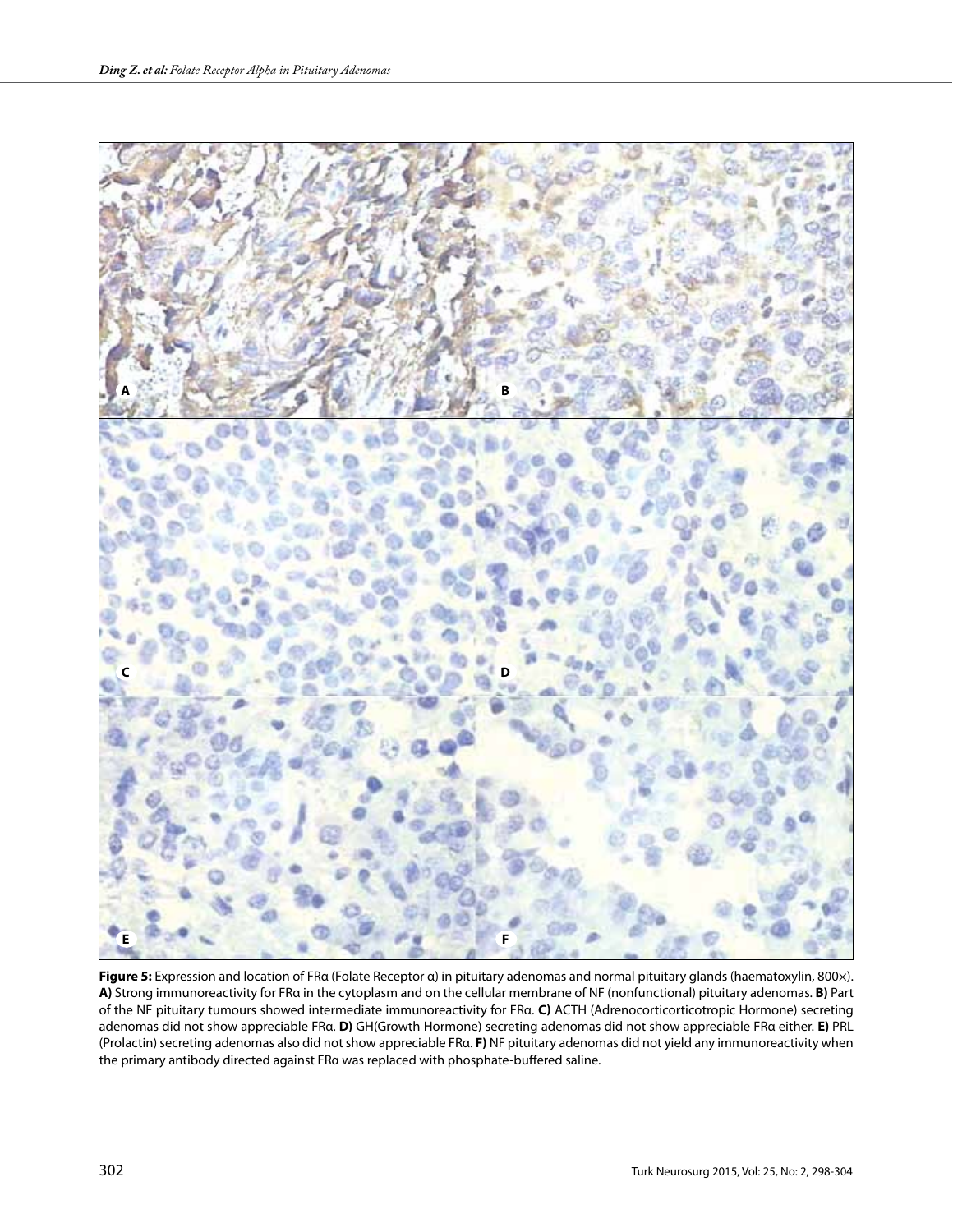**Figure 5:** Expression and location of FRα (Folate Receptor α) in pituitary adenomas and normal pituitary glands (haematoxylin, 800×). **A)** Strong immunoreactivity for FRα in the cytoplasm and on the cellular membrane of NF (nonfunctional) pituitary adenomas. **B)** Part of the NF pituitary tumours showed intermediate immunoreactivity for FRα. **C)** ACTH (Adrenocorticorticotropic Hormone) secreting adenomas did not show appreciable FRα. **D)** GH(Growth Hormone) secreting adenomas did not show appreciable FRα either. **E)** PRL (Prolactin) secreting adenomas also did not show appreciable FRα. **F)** NF pituitary adenomas did not yield any immunoreactivity when the primary antibody directed against FRα was replaced with phosphate-buffered saline.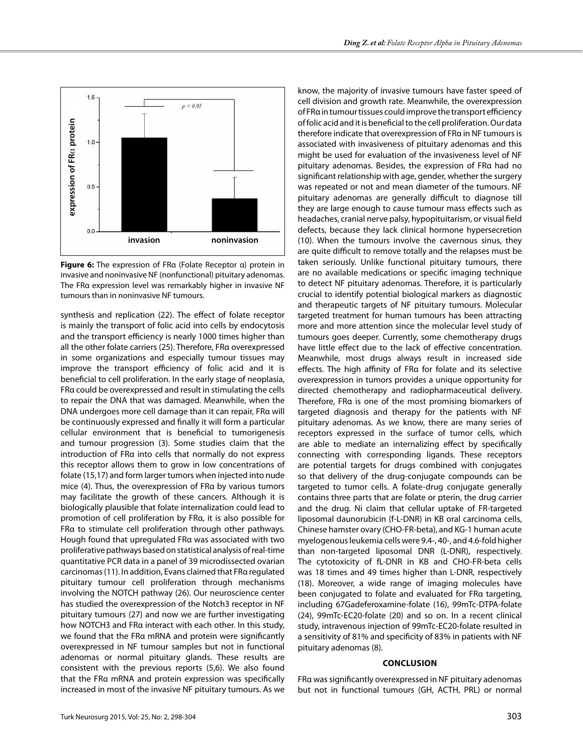**Figure 6:** The expression of FRα (Folate Receptor α) protein in invasive and noninvasive NF (nonfunctional) pituitary adenomas. The FRα expression level was remarkably higher in invasive NF tumours than in noninvasive NF tumours.

synthesis and replication (22). The effect of folate receptor is mainly the transport of folic acid into cells by endocytosis and the transport efficiency is nearly 1000 times higher than all the other folate carriers (25). Therefore, FRα overexpressed in some organizations and especially tumour tissues may improve the transport efficiency of folic acid and it is beneficial to cell proliferation. In the early stage of neoplasia, FRα could be overexpressed and result in stimulating the cells to repair the DNA that was damaged. Meanwhile, when the DNA undergoes more cell damage than it can repair, FRα will be continuously expressed and finally it will form a particular cellular environment that is beneficial to tumorigenesis and tumour progression (3). Some studies claim that the introduction of FRα into cells that normally do not express this receptor allows them to grow in low concentrations of folate (15,17) and form larger tumors when injected into nude mice (4). Thus, the overexpression of FRα by various tumors may facilitate the growth of these cancers. Although it is biologically plausible that folate internalization could lead to promotion of cell proliferation by FRα, it is also possible for FRα to stimulate cell proliferation through other pathways. Hough found that upregulated FRα was associated with two proliferative pathways based on statistical analysis of real-time quantitative PCR data in a panel of 39 microdissected ovarian carcinomas (11). In addition, Evans claimed that FRα regulated pituitary tumour cell proliferation through mechanisms involving the NOTCH pathway (26). Our neuroscience center has studied the overexpression of the Notch3 receptor in NF pituitary tumours (27) and now we are further investigating how NOTCH3 and FRα interact with each other. In this study, we found that the FRα mRNA and protein were significantly overexpressed in NF tumour samples but not in functional adenomas or normal pituitary glands. These results are consistent with the previous reports (5,6). We also found that the FRα mRNA and protein expression was specifically increased in most of the invasive NF pituitary tumours. As we know, the majority of invasive tumours have faster speed of cell division and growth rate. Meanwhile, the overexpression of FRα in tumour tissues could improve the transport efficiency of folic acid and it is beneficial to the cell proliferation. Our data therefore indicate that overexpression of FRα in NF tumours is associated with invasiveness of pituitary adenomas and this might be used for evaluation of the invasiveness level of NF pituitary adenomas. Besides, the expression of FRα had no significant relationship with age, gender, whether the surgery was repeated or not and mean diameter of the tumours. NF pituitary adenomas are generally difficult to diagnose till they are large enough to cause tumour mass effects such as headaches, cranial nerve palsy, hypopituitarism, or visual field defects, because they lack clinical hormone hypersecretion (10). When the tumours involve the cavernous sinus, they are quite difficult to remove totally and the relapses must be taken seriously. Unlike functional pituitary tumours, there are no available medications or specific imaging technique to detect NF pituitary adenomas. Therefore, it is particularly crucial to identify potential biological markers as diagnostic and therapeutic targets of NF pituitary tumours. Molecular targeted treatment for human tumours has been attracting more and more attention since the molecular level study of tumours goes deeper. Currently, some chemotherapy drugs have little effect due to the lack of effective concentration. Meanwhile, most drugs always result in increased side effects. The high affinity of FRα for folate and its selective overexpression in tumors provides a unique opportunity for directed chemotherapy and radiopharmaceutical delivery. Therefore, FRα is one of the most promising biomarkers of targeted diagnosis and therapy for the patients with NF pituitary adenomas. As we know, there are many series of receptors expressed in the surface of tumor cells, which are able to mediate an internalizing effect by specifically connecting with corresponding ligands. These receptors are potential targets for drugs combined with conjugates so that delivery of the drug-conjugate compounds can be targeted to tumor cells. A folate-drug conjugate generally contains three parts that are folate or pterin, the drug carrier and the drug. Ni claim that cellular uptake of FR-targeted liposomal daunorubicin (f-L-DNR) in KB oral carcinoma cells, Chinese hamster ovary (CHO-FR-beta), and KG-1 human acute myelogenous leukemia cells were 9.4-, 40-, and 4.6-fold higher than non-targeted liposomal DNR (L-DNR), respectively. The cytotoxicity of fL-DNR in KB and CHO-FR-beta cells was 18 times and 49 times higher than L-DNR, respectively (18). Moreover, a wide range of imaging molecules have been conjugated to folate and evaluated for FRα targeting, including 67Gadeferoxamine-folate (16), 99mTc-DTPA-folate (24), 99mTc-EC20-folate (20) and so on. In a recent clinical study, intravenous injection of 99mTc-EC20-folate resulted in a sensitivity of 81% and specificity of 83% in patients with NF pituitary adenomas (8).

## CONCLUSION

FRα was significantly overexpressed in NF pituitary adenomas but not in functional tumours (GH, ACTH, PRL) or normal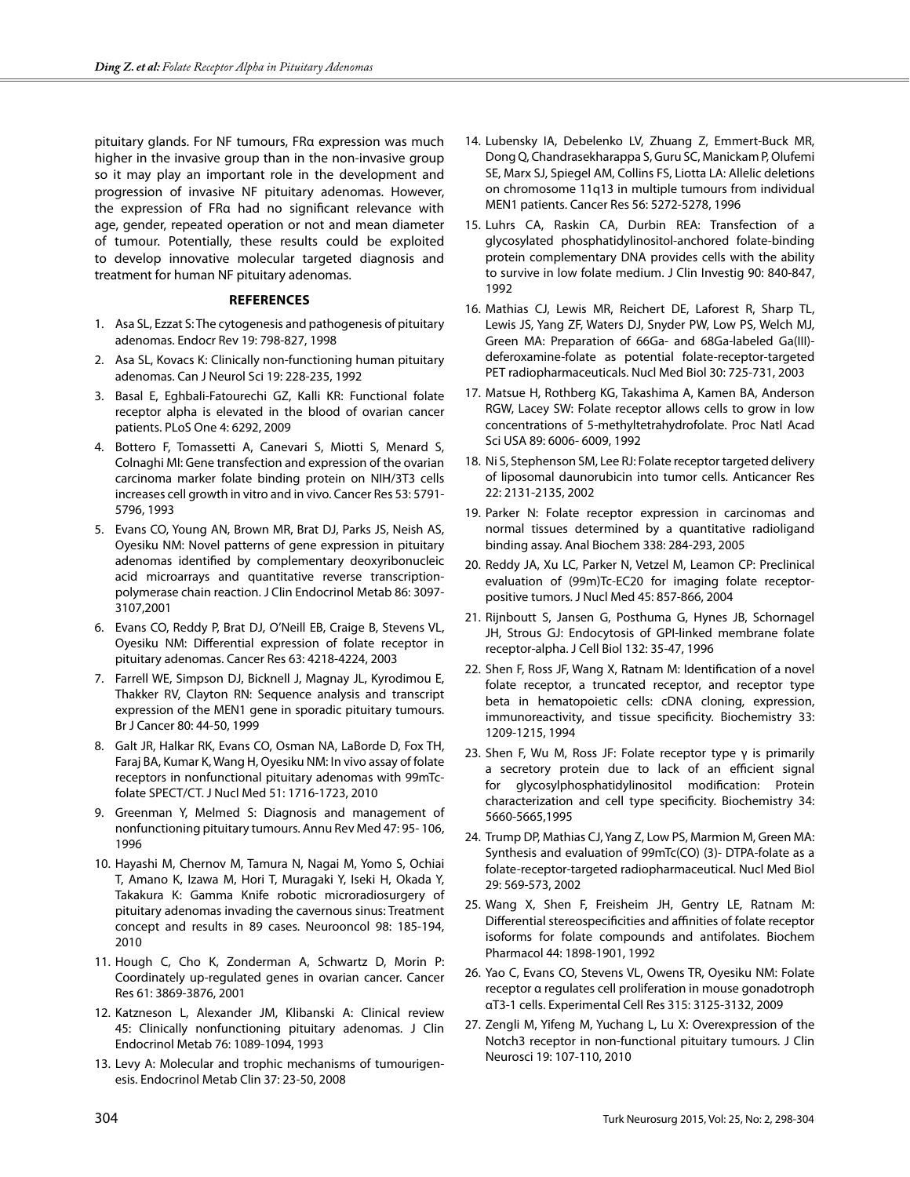pituitary glands. For NF tumours, FRα expression was much higher in the invasive group than in the non-invasive group so it may play an important role in the development and progression of invasive NF pituitary adenomas. However, the expression of FRα had no significant relevance with age, gender, repeated operation or not and mean diameter of tumour. Potentially, these results could be exploited to develop innovative molecular targeted diagnosis and treatment for human NF pituitary adenomas.

## REFERENCES

1. Asa SL, Ezzat S: The cytogenesis and pathogenesis of pituitary adenomas. Endocr Rev 19: 798-827, 1998
2. Asa SL, Kovacs K: Clinically non-functioning human pituitary adenomas. Can J Neurol Sci 19: 228-235, 1992
3. Basal E, Eghbali-Fatourechi GZ, Kalli KR: Functional folate receptor alpha is elevated in the blood of ovarian cancer patients. PLoS One 4: 6292, 2009
4. Bottero F, Tomassetti A, Canevari S, Miotti S, Menard S, Colnaghi MI: Gene transfection and expression of the ovarian carcinoma marker folate binding protein on NIH/3T3 cells increases cell growth in vitro and in vivo. Cancer Res 53: 5791-5796, 1993
5. Evans CO, Young AN, Brown MR, Brat DJ, Parks JS, Neish AS, Oyesiku NM: Novel patterns of gene expression in pituitary adenomas identified by complementary deoxyribonucleic acid microarrays and quantitative reverse transcription-polymerase chain reaction. J Clin Endocrinol Metab 86: 3097-3107,2001
6. Evans CO, Reddy P, Brat DJ, O'Neill EB, Craige B, Stevens VL, Oyesiku NM: Differential expression of folate receptor in pituitary adenomas. Cancer Res 63: 4218-4224, 2003
7. Farrell WE, Simpson DJ, Bicknell J, Magnay JL, Kyrodimou E, Thakker RV, Clayton RN: Sequence analysis and transcript expression of the MEN1 gene in sporadic pituitary tumours. Br J Cancer 80: 44-50, 1999
8. Galt JR, Halkar RK, Evans CO, Osman NA, LaBorde D, Fox TH, Faraj BA, Kumar K, Wang H, Oyesiku NM: In vivo assay of folate receptors in nonfunctional pituitary adenomas with 99mTc-folate SPECT/CT. J Nucl Med 51: 1716-1723, 2010
9. Greenman Y, Melmed S: Diagnosis and management of nonfunctioning pituitary tumours. Annu Rev Med 47: 95- 106, 1996
10. Hayashi M, Chernov M, Tamura N, Nagai M, Yomo S, Ochiai T, Amano K, Izawa M, Hori T, Muragaki Y, Iseki H, Okada Y, Takakura K: Gamma Knife robotic microradiosurgery of pituitary adenomas invading the cavernous sinus: Treatment concept and results in 89 cases. Neurooncol 98: 185-194, 2010
11. Hough C, Cho K, Zonderman A, Schwartz D, Morin P: Coordinately up-regulated genes in ovarian cancer. Cancer Res 61: 3869-3876, 2001
12. Katzneson L, Alexander JM, Klibanski A: Clinical review 45: Clinically nonfunctioning pituitary adenomas. J Clin Endocrinol Metab 76: 1089-1094, 1993
13. Levy A: Molecular and trophic mechanisms of tumourigenesis. Endocrinol Metab Clin 37: 23-50, 2008
14. Lubensky IA, Debelenko LV, Zhuang Z, Emmert-Buck MR, Dong Q, Chandrasekharappa S, Guru SC, Manickam P, Olufemi SE, Marx SJ, Spiegel AM, Collins FS, Liotta LA: Allelic deletions on chromosome 11q13 in multiple tumours from individual MEN1 patients. Cancer Res 56: 5272-5278, 1996
15. Luhrs CA, Raskin CA, Durbin REA: Transfection of a glycosylated phosphatidylinositol-anchored folate-binding protein complementary DNA provides cells with the ability to survive in low folate medium. J Clin Investig 90: 840-847, 1992
16. Mathias CJ, Lewis MR, Reichert DE, Laforest R, Sharp TL, Lewis JS, Yang ZF, Waters DJ, Snyder PW, Low PS, Welch MJ, Green MA: Preparation of 66Ga- and 68Ga-labeled Ga(III)-deferoxamine-folate as potential folate-receptor-targeted PET radiopharmaceuticals. Nucl Med Biol 30: 725-731, 2003
17. Matsue H, Rothberg KG, Takashima A, Kamen BA, Anderson RGW, Lacey SW: Folate receptor allows cells to grow in low concentrations of 5-methyltetrahydrofolate. Proc Natl Acad Sci USA 89: 6006- 6009, 1992
18. Ni S, Stephenson SM, Lee RJ: Folate receptor targeted delivery of liposomal daunorubicin into tumor cells. Anticancer Res 22: 2131-2135, 2002
19. Parker N: Folate receptor expression in carcinomas and normal tissues determined by a quantitative radioligand binding assay. Anal Biochem 338: 284-293, 2005
20. Reddy JA, Xu LC, Parker N, Vetzel M, Leamon CP: Preclinical evaluation of (99m)Tc-EC20 for imaging folate receptor-positive tumors. J Nucl Med 45: 857-866, 2004
21. Rijnboutt S, Jansen G, Posthuma G, Hynes JB, Schornagel JH, Strous GJ: Endocytosis of GPI-linked membrane folate receptor-alpha. J Cell Biol 132: 35-47, 1996
22. Shen F, Ross JF, Wang X, Ratnam M: Identification of a novel folate receptor, a truncated receptor, and receptor type beta in hematopoietic cells: cDNA cloning, expression, immunoreactivity, and tissue specificity. Biochemistry 33: 1209-1215, 1994
23. Shen F, Wu M, Ross JF: Folate receptor type γ is primarily a secretory protein due to lack of an efficient signal for glycosylphosphatidylinositol modification: Protein characterization and cell type specificity. Biochemistry 34: 5660-5665,1995
24. Trump DP, Mathias CJ, Yang Z, Low PS, Marmion M, Green MA: Synthesis and evaluation of 99mTc(CO) (3)- DTPA-folate as a folate-receptor-targeted radiopharmaceutical. Nucl Med Biol 29: 569-573, 2002
25. Wang X, Shen F, Freisheim JH, Gentry LE, Ratnam M: Differential stereospecificities and affinities of folate receptor isoforms for folate compounds and antifolates. Biochem Pharmacol 44: 1898-1901, 1992
26. Yao C, Evans CO, Stevens VL, Owens TR, Oyesiku NM: Folate receptor α regulates cell proliferation in mouse gonadotroph αT3-1 cells. Experimental Cell Res 315: 3125-3132, 2009
27. Zengli M, Yifeng M, Yuchang L, Lu X: Overexpression of the Notch3 receptor in non-functional pituitary tumours. J Clin Neurosci 19: 107-110, 2010